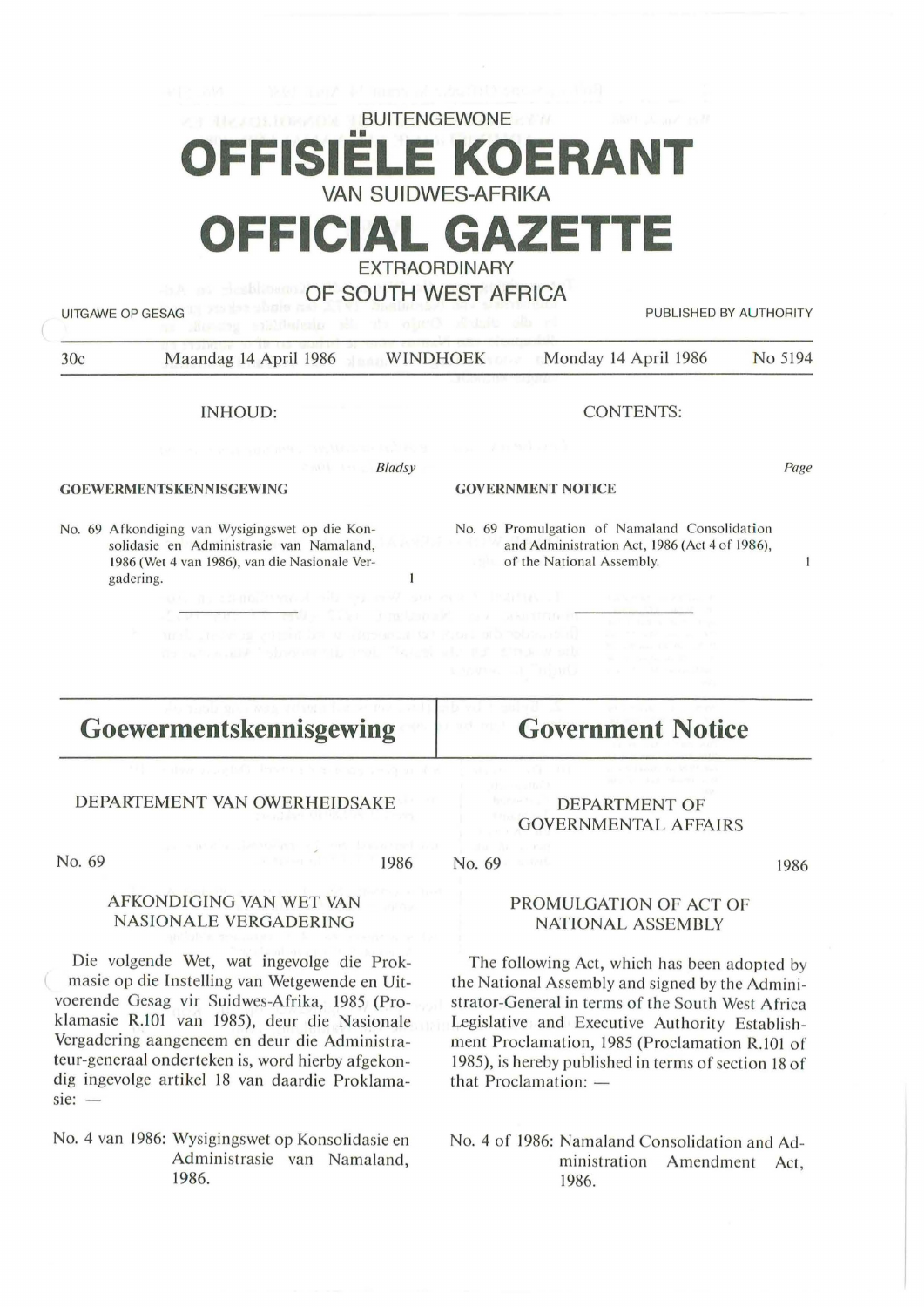BUITENGEWONE

# OFFISIËLE KOERANT

VAN SUIDWES-AFRIKA

# OFFICIAL GAZETTE

EXTRAORDINARY

OF SOUTH WEST AFRICA

UITGAWE OP GESAG | PUBLISHED BY AUTHORITY

30c | Maandag 14 April 1986 | WINDHOEK | Monday 14 April 1986 | No 5194

INHOUD:

*Bladsy*

**GOEWERMENTSKENNISGEWING**

No. 69 Afkondiging van Wysigingswet op die Konsolidasie en Administrasie van Namaland, 1986 (Wet 4 van 1986), van die Nasionale Vergadering. 1

CONTENTS:

*Page*

**GOVERNMENT NOTICE**

No. 69 Promulgation of Namaland Consolidation and Administration Act, 1986 (Act 4 of 1986), of the National Assembly. 1

## Goewermentskennisgewing

DEPARTEMENT VAN OWERHEIDSAKE

No. 69 1986

AFKONDIGING VAN WET VAN NASIONALE VERGADERING

Die volgende Wet, wat ingevolge die Proklamasie op die Instelling van Wetgewende en Uitvoerende Gesag vir Suidwes-Afrika, 1985 (Proklamasie R.101 van 1985), deur die Nasionale Vergadering aangeneem en deur die Administrateur-generaal onderteken is, word hierby afgekondig ingevolge artikel 18 van daardie Proklamasie: —

No. 4 van 1986: Wysigingswet op Konsolidasie en Administrasie van Namaland, 1986.

## Government Notice

DEPARTMENT OF GOVERNMENTAL AFFAIRS

No. 69 1986

PROMULGATION OF ACT OF NATIONAL ASSEMBLY

The following Act, which has been adopted by the National Assembly and signed by the Administrator-General in terms of the South West Africa Legislative and Executive Authority Establishment Proclamation, 1985 (Proclamation R.101 of 1985), is hereby published in terms of section 18 of that Proclamation: —

No. 4 of 1986: Namaland Consolidation and Administration Amendment Act, 1986.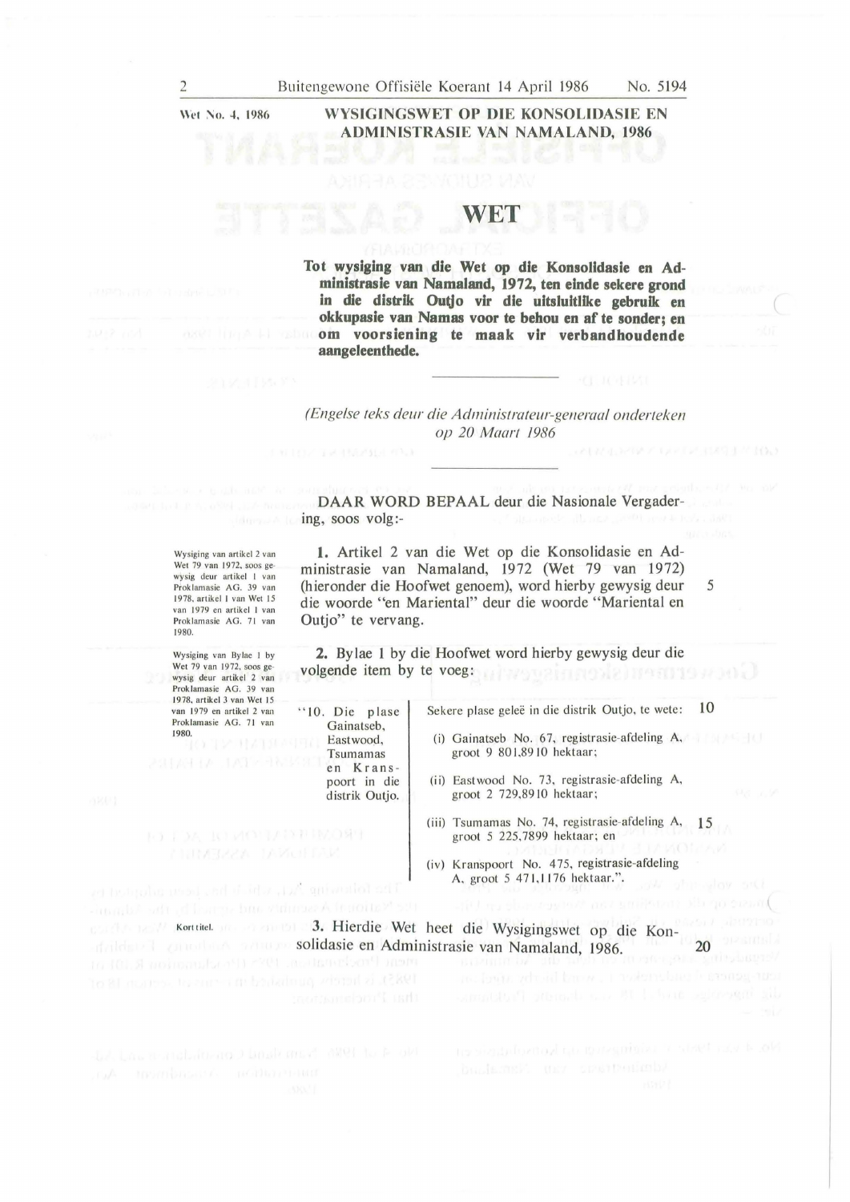Wet No. 4, 1986

**WYSIGINGSWET OP DIE KONSOLIDASIE EN ADMINISTRASIE VAN NAMALAND, 1986**

# WET

**Tot wysiging van die Wet op die Konsolidasie en Administrasie van Namaland, 1972, ten einde sekere grond in die distrik Outjo vir die uitsluitlike gebruik en okkupasie van Namas voor te behou en af te sonder; en om voorsiening te maak vir verbandhoudende aangeleenthede.**

---

*(Engelse teks deur die Administrateur-generaal onderteken op 20 Maart 1986)*

---

DAAR WORD BEPAAL deur die Nasionale Vergadering, soos volg:-

*Wysiging van artikel 2 van Wet 79 van 1972, soos gewysig deur artikel 1 van Proklamasie AG. 39 van 1978, artikel 1 van Wet 15 van 1979 en artikel 1 van Proklamasie AG. 71 van 1980.*

**1.** Artikel 2 van die Wet op die Konsolidasie en Administrasie van Namaland, 1972 (Wet 79 van 1972) (hieronder die Hoofwet genoem), word hierby gewysig deur die woorde "en Mariental" deur die woorde "Mariental en Outjo" te vervang.

*Wysiging van Bylae 1 by Wet 79 van 1972, soos gewysig deur artikel 2 van Proklamasie AG. 39 van 1978, artikel 3 van Wet 15 van 1979 en artikel 2 van Proklamasie AG. 71 van 1980.*

**2.** Bylae 1 by die Hoofwet word hierby gewysig deur die volgende item by te voeg:

| | |
|---|---|
| "10. Die plase Gainatseb, Eastwood, Tsumamas en Kranspoort in die distrik Outjo. | Sekere plase geleë in die distrik Outjo, te wete:<br>(i) Gainatseb No. 67, registrasie-afdeling A, groot 9 801,8910 hektaar;<br>(ii) Eastwood No. 73, registrasie-afdeling A, groot 2 729,8910 hektaar;<br>(iii) Tsumamas No. 74, registrasie-afdeling A, groot 5 225,7899 hektaar; en<br>(iv) Kranspoort No. 475, registrasie-afdeling A, groot 5 471,1176 hektaar.". |

*Kort titel.*

**3.** Hierdie Wet heet die Wysigingswet op die Konsolidasie en Administrasie van Namaland, 1986.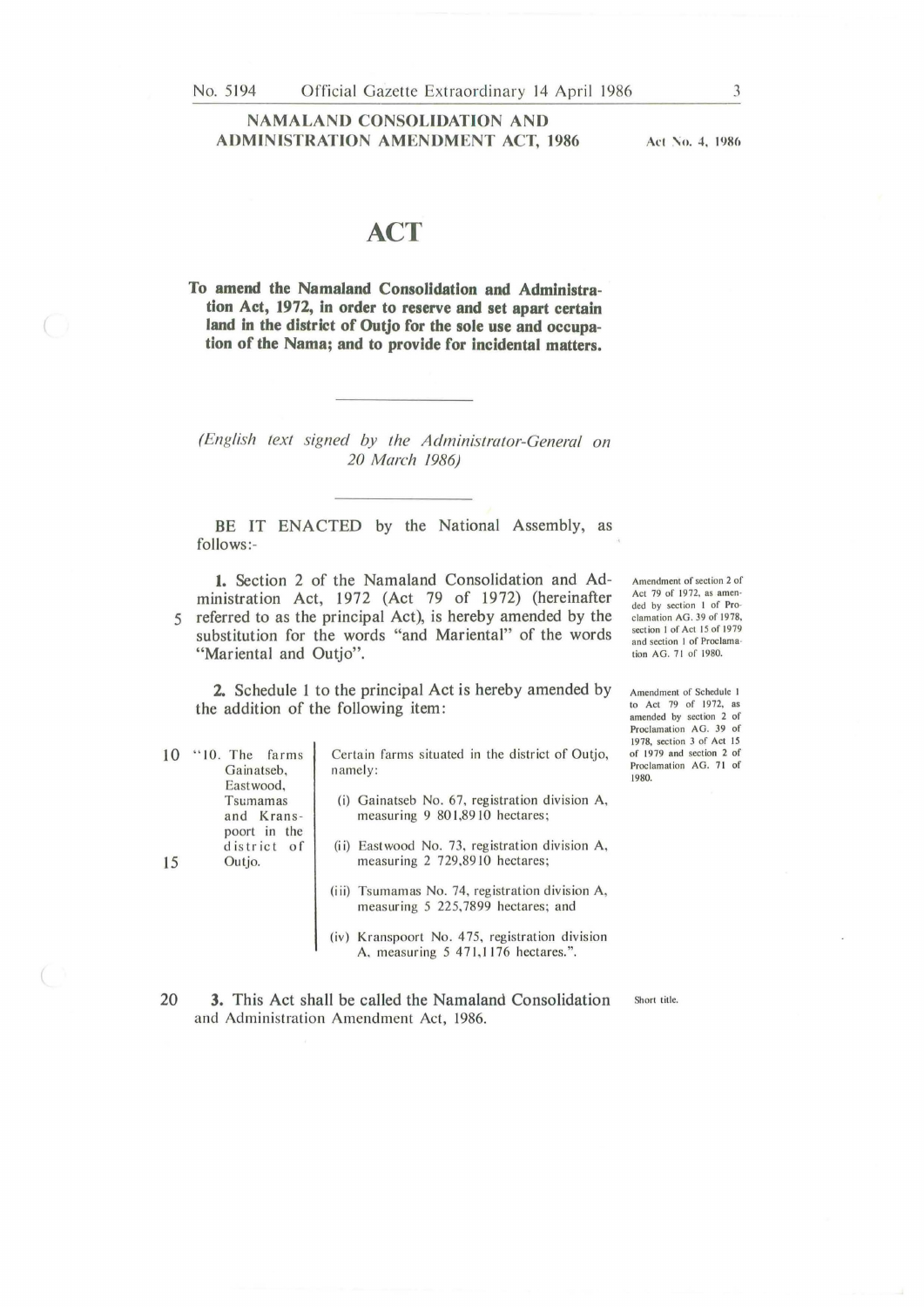**NAMALAND CONSOLIDATION AND ADMINISTRATION AMENDMENT ACT, 1986** — Act No. 4, 1986

# ACT

**To amend the Namaland Consolidation and Administration Act, 1972, in order to reserve and set apart certain land in the district of Outjo for the sole use and occupation of the Nama; and to provide for incidental matters.**

*(English text signed by the Administrator-General on 20 March 1986)*

BE IT ENACTED by the National Assembly, as follows:-

*Amendment of section 2 of Act 79 of 1972, as amended by section 1 of Proclamation AG. 39 of 1978, section 1 of Act 15 of 1979 and section 1 of Proclamation AG. 71 of 1980.*

**1.** Section 2 of the Namaland Consolidation and Administration Act, 1972 (Act 79 of 1972) (hereinafter referred to as the principal Act), is hereby amended by the substitution for the words "and Mariental" of the words "Mariental and Outjo".

*Amendment of Schedule 1 to Act 79 of 1972, as amended by section 2 of Proclamation AG. 39 of 1978, section 3 of Act 15 of 1979 and section 2 of Proclamation AG. 71 of 1980.*

**2.** Schedule 1 to the principal Act is hereby amended by the addition of the following item:

| | |
|---|---|
| "10. The farms Gainatseb, Eastwood, Tsumamas and Kranspoort in the district of Outjo. | Certain farms situated in the district of Outjo, namely:<br>(i) Gainatseb No. 67, registration division A, measuring 9 801,8910 hectares;<br>(ii) Eastwood No. 73, registration division A, measuring 2 729,8910 hectares;<br>(iii) Tsumamas No. 74, registration division A, measuring 5 225,7899 hectares; and<br>(iv) Kranspoort No. 475, registration division A, measuring 5 471,1176 hectares.". |

*Short title.*

**3.** This Act shall be called the Namaland Consolidation and Administration Amendment Act, 1986.